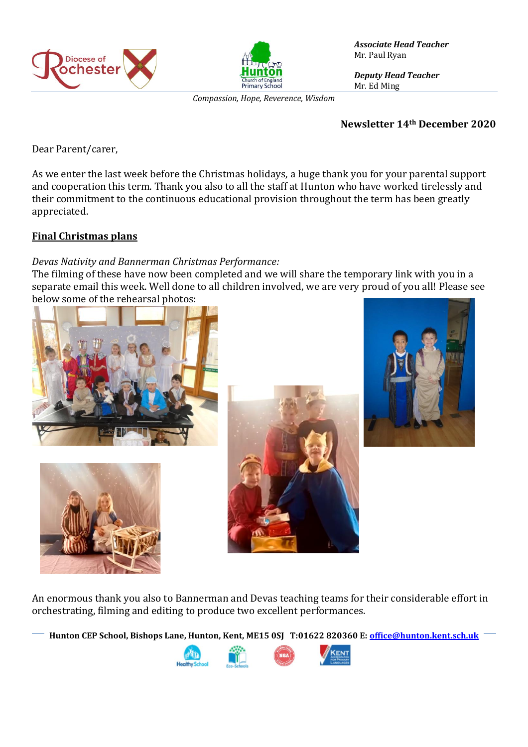*Associate Head Teacher*
Mr. Paul Ryan

*Deputy Head Teacher*
Mr. Ed Ming

*Compassion, Hope, Reverence, Wisdom*

**Newsletter 14th December 2020**

Dear Parent/carer,

As we enter the last week before the Christmas holidays, a huge thank you for your parental support and cooperation this term. Thank you also to all the staff at Hunton who have worked tirelessly and their commitment to the continuous educational provision throughout the term has been greatly appreciated.

## Final Christmas plans

*Devas Nativity and Bannerman Christmas Performance:*

The filming of these have now been completed and we will share the temporary link with you in a separate email this week. Well done to all children involved, we are very proud of you all! Please see below some of the rehearsal photos:

An enormous thank you also to Bannerman and Devas teaching teams for their considerable effort in orchestrating, filming and editing to produce two excellent performances.

**Hunton CEP School, Bishops Lane, Hunton, Kent, ME15 0SJ T:01622 820360 E: office@hunton.kent.sch.uk**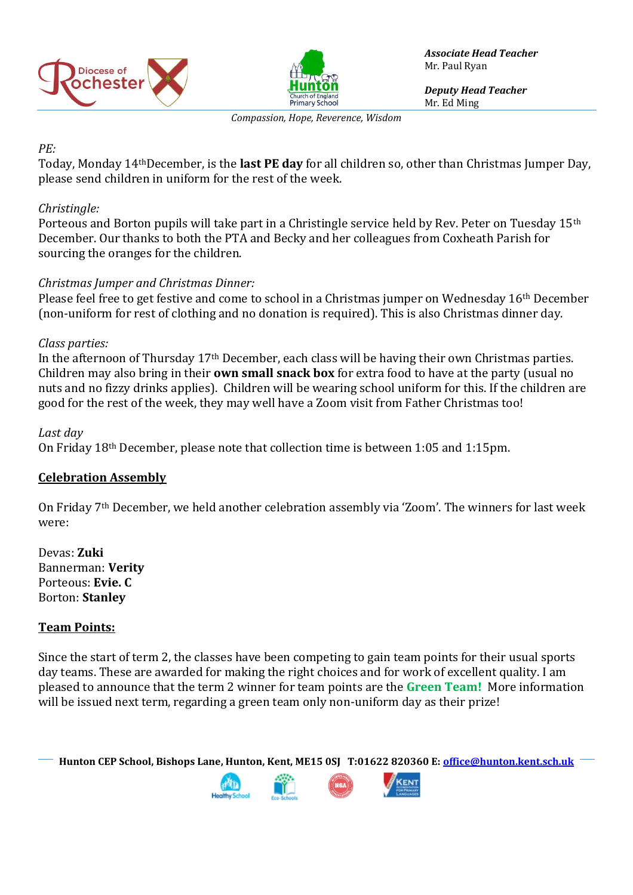*PE:*
Today, Monday 14th December, is the **last PE day** for all children so, other than Christmas Jumper Day, please send children in uniform for the rest of the week.

*Christingle:*
Porteous and Borton pupils will take part in a Christingle service held by Rev. Peter on Tuesday 15th December. Our thanks to both the PTA and Becky and her colleagues from Coxheath Parish for sourcing the oranges for the children.

*Christmas Jumper and Christmas Dinner:*
Please feel free to get festive and come to school in a Christmas jumper on Wednesday 16th December (non-uniform for rest of clothing and no donation is required). This is also Christmas dinner day.

*Class parties:*
In the afternoon of Thursday 17th December, each class will be having their own Christmas parties. Children may also bring in their **own small snack box** for extra food to have at the party (usual no nuts and no fizzy drinks applies). Children will be wearing school uniform for this. If the children are good for the rest of the week, they may well have a Zoom visit from Father Christmas too!

*Last day*
On Friday 18th December, please note that collection time is between 1:05 and 1:15pm.

## Celebration Assembly

On Friday 7th December, we held another celebration assembly via 'Zoom'. The winners for last week were:

Devas: **Zuki**
Bannerman: **Verity**
Porteous: **Evie. C**
Borton: **Stanley**

## Team Points:

Since the start of term 2, the classes have been competing to gain team points for their usual sports day teams. These are awarded for making the right choices and for work of excellent quality. I am pleased to announce that the term 2 winner for team points are the **Green Team!** More information will be issued next term, regarding a green team only non-uniform day as their prize!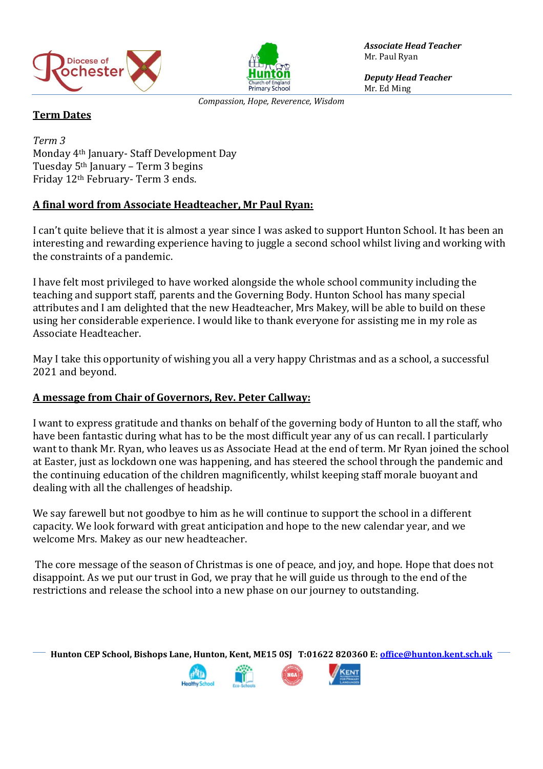**Term Dates**

*Term 3*
Monday 4th January- Staff Development Day
Tuesday 5th January – Term 3 begins
Friday 12th February- Term 3 ends.

**A final word from Associate Headteacher, Mr Paul Ryan:**

I can't quite believe that it is almost a year since I was asked to support Hunton School. It has been an interesting and rewarding experience having to juggle a second school whilst living and working with the constraints of a pandemic.

I have felt most privileged to have worked alongside the whole school community including the teaching and support staff, parents and the Governing Body. Hunton School has many special attributes and I am delighted that the new Headteacher, Mrs Makey, will be able to build on these using her considerable experience. I would like to thank everyone for assisting me in my role as Associate Headteacher.

May I take this opportunity of wishing you all a very happy Christmas and as a school, a successful 2021 and beyond.

**A message from Chair of Governors, Rev. Peter Callway:**

I want to express gratitude and thanks on behalf of the governing body of Hunton to all the staff, who have been fantastic during what has to be the most difficult year any of us can recall. I particularly want to thank Mr. Ryan, who leaves us as Associate Head at the end of term. Mr Ryan joined the school at Easter, just as lockdown one was happening, and has steered the school through the pandemic and the continuing education of the children magnificently, whilst keeping staff morale buoyant and dealing with all the challenges of headship.

We say farewell but not goodbye to him as he will continue to support the school in a different capacity. We look forward with great anticipation and hope to the new calendar year, and we welcome Mrs. Makey as our new headteacher.

The core message of the season of Christmas is one of peace, and joy, and hope. Hope that does not disappoint. As we put our trust in God, we pray that he will guide us through to the end of the restrictions and release the school into a new phase on our journey to outstanding.